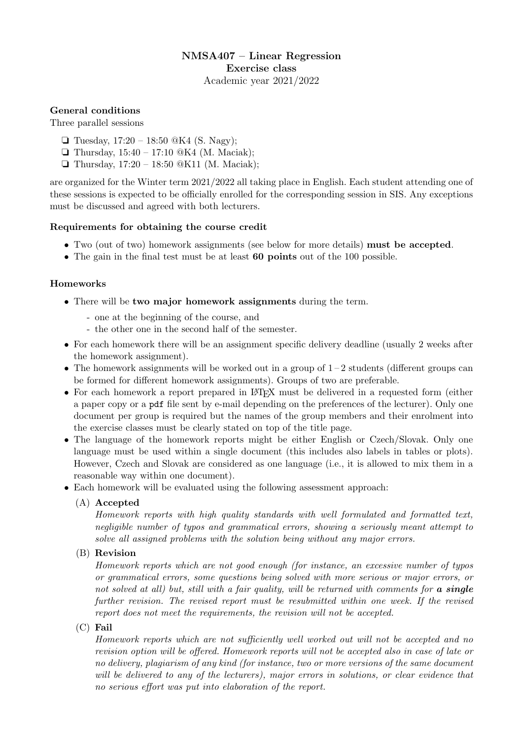**NMSA407 – Linear Regression**
**Exercise class**
Academic year 2021/2022

**General conditions**
Three parallel sessions

- ❏ Tuesday, 17:20 – 18:50 @K4 (S. Nagy);
- ❏ Thursday, 15:40 – 17:10 @K4 (M. Maciak);
- ❏ Thursday, 17:20 – 18:50 @K11 (M. Maciak);

are organized for the Winter term 2021/2022 all taking place in English. Each student attending one of these sessions is expected to be officially enrolled for the corresponding session in SIS. Any exceptions must be discussed and agreed with both lecturers.

**Requirements for obtaining the course credit**

- Two (out of two) homework assignments (see below for more details) **must be accepted**.
- The gain in the final test must be at least **60 points** out of the 100 possible.

**Homeworks**

- There will be **two major homework assignments** during the term.
  - one at the beginning of the course, and
  - the other one in the second half of the semester.
- For each homework there will be an assignment specific delivery deadline (usually 2 weeks after the homework assignment).
- The homework assignments will be worked out in a group of 1 – 2 students (different groups can be formed for different homework assignments). Groups of two are preferable.
- For each homework a report prepared in LaTeX must be delivered in a requested form (either a paper copy or a `pdf` file sent by e-mail depending on the preferences of the lecturer). Only one document per group is required but the names of the group members and their enrolment into the exercise classes must be clearly stated on top of the title page.
- The language of the homework reports might be either English or Czech/Slovak. Only one language must be used within a single document (this includes also labels in tables or plots). However, Czech and Slovak are considered as one language (i.e., it is allowed to mix them in a reasonable way within one document).
- Each homework will be evaluated using the following assessment approach:

  (A) **Accepted**
  *Homework reports with high quality standards with well formulated and formatted text, negligible number of typos and grammatical errors, showing a seriously meant attempt to solve all assigned problems with the solution being without any major errors.*

  (B) **Revision**
  *Homework reports which are not good enough (for instance, an excessive number of typos or grammatical errors, some questions being solved with more serious or major errors, or not solved at all) but, still with a fair quality, will be returned with comments for* ***a single*** *further revision. The revised report must be resubmitted within one week. If the revised report does not meet the requirements, the revision will not be accepted.*

  (C) **Fail**
  *Homework reports which are not sufficiently well worked out will not be accepted and no revision option will be offered. Homework reports will not be accepted also in case of late or no delivery, plagiarism of any kind (for instance, two or more versions of the same document will be delivered to any of the lecturers), major errors in solutions, or clear evidence that no serious effort was put into elaboration of the report.*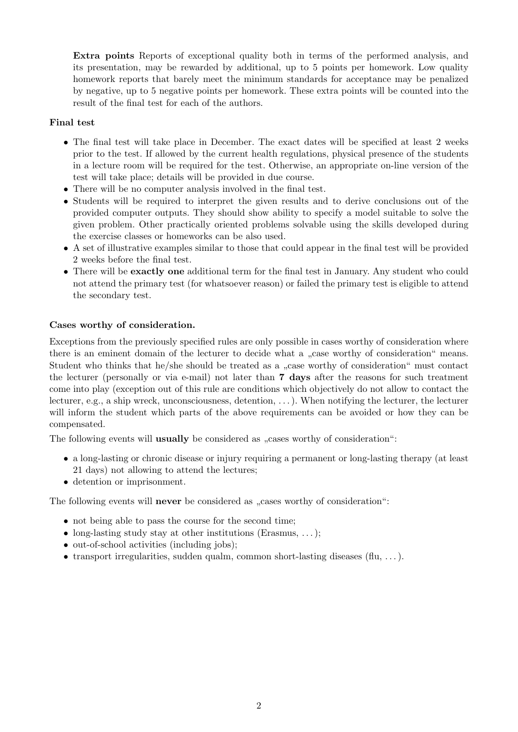**Extra points** Reports of exceptional quality both in terms of the performed analysis, and its presentation, may be rewarded by additional, up to 5 points per homework. Low quality homework reports that barely meet the minimum standards for acceptance may be penalized by negative, up to 5 negative points per homework. These extra points will be counted into the result of the final test for each of the authors.

**Final test**

- The final test will take place in December. The exact dates will be specified at least 2 weeks prior to the test. If allowed by the current health regulations, physical presence of the students in a lecture room will be required for the test. Otherwise, an appropriate on-line version of the test will take place; details will be provided in due course.
- There will be no computer analysis involved in the final test.
- Students will be required to interpret the given results and to derive conclusions out of the provided computer outputs. They should show ability to specify a model suitable to solve the given problem. Other practically oriented problems solvable using the skills developed during the exercise classes or homeworks can be also used.
- A set of illustrative examples similar to those that could appear in the final test will be provided 2 weeks before the final test.
- There will be **exactly one** additional term for the final test in January. Any student who could not attend the primary test (for whatsoever reason) or failed the primary test is eligible to attend the secondary test.

**Cases worthy of consideration.**

Exceptions from the previously specified rules are only possible in cases worthy of consideration where there is an eminent domain of the lecturer to decide what a „case worthy of consideration“ means. Student who thinks that he/she should be treated as a „case worthy of consideration“ must contact the lecturer (personally or via e-mail) not later than **7 days** after the reasons for such treatment come into play (exception out of this rule are conditions which objectively do not allow to contact the lecturer, e.g., a ship wreck, unconsciousness, detention, . . . ). When notifying the lecturer, the lecturer will inform the student which parts of the above requirements can be avoided or how they can be compensated.

The following events will **usually** be considered as „cases worthy of consideration“:

- a long-lasting or chronic disease or injury requiring a permanent or long-lasting therapy (at least 21 days) not allowing to attend the lectures;
- detention or imprisonment.

The following events will **never** be considered as „cases worthy of consideration“:

- not being able to pass the course for the second time;
- long-lasting study stay at other institutions (Erasmus, . . . );
- out-of-school activities (including jobs);
- transport irregularities, sudden qualm, common short-lasting diseases (flu, . . . ).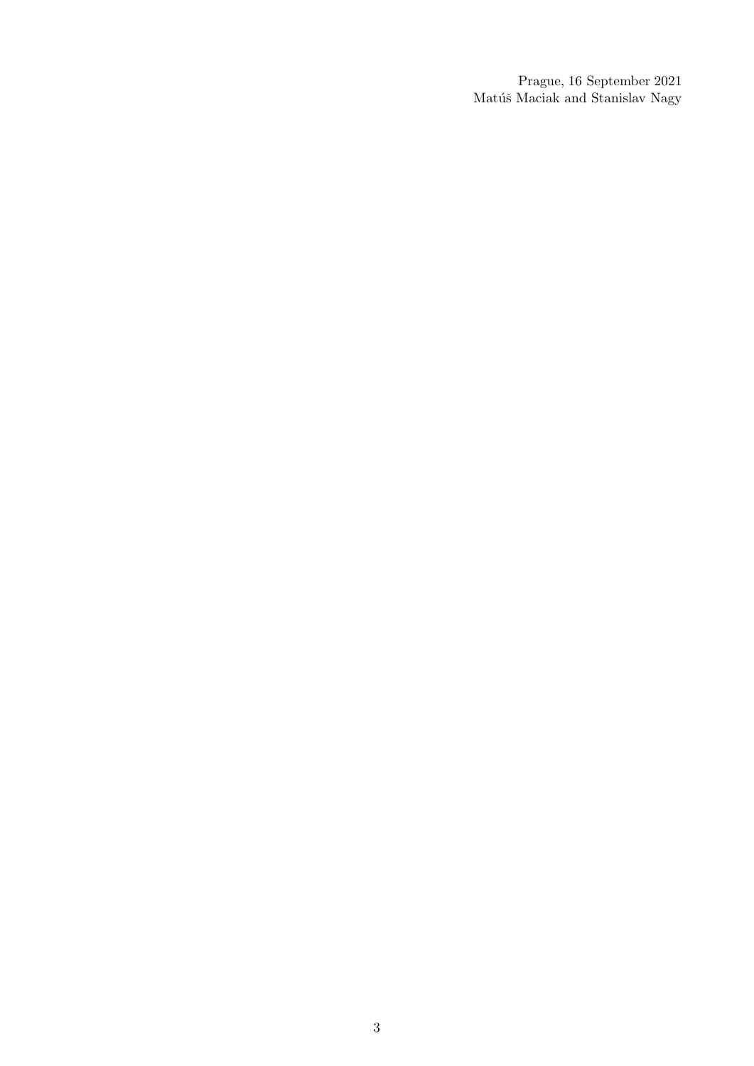Prague, 16 September 2021
Matúš Maciak and Stanislav Nagy